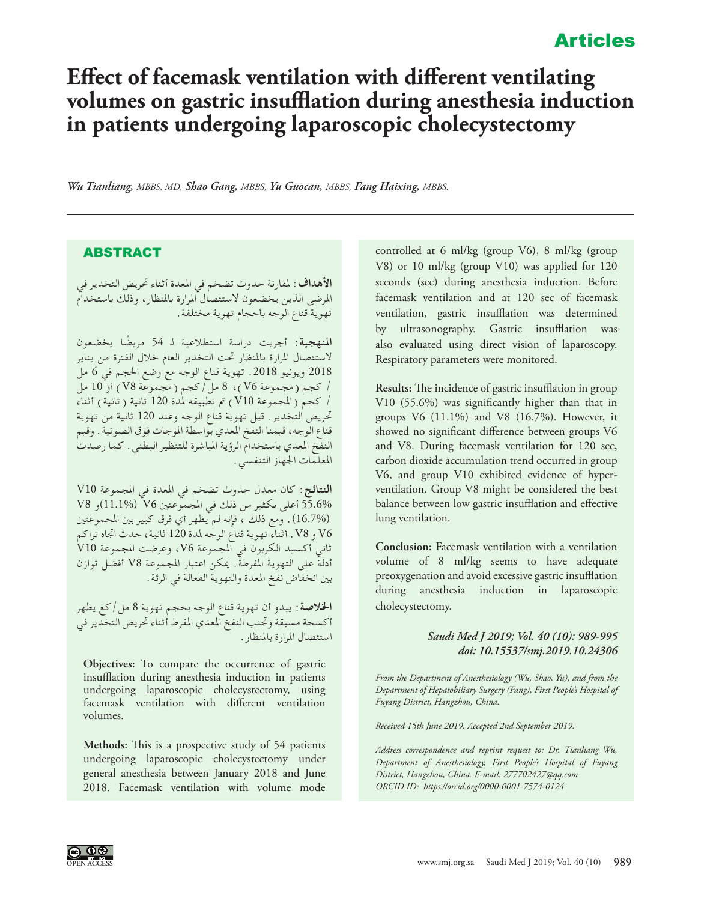Articles

# Effect of facemask ventilation with different ventilating volumes on gastric insufflation during anesthesia induction in patients undergoing laparoscopic cholecystectomy

*Wu Tianliang, MBBS, MD, Shao Gang, MBBS, Yu Guocan, MBBS, Fang Haixing, MBBS.*

## ABSTRACT

**الأهداف:** لمقارنة حدوث تضخم في المعدة أثناء تحريض التخدير في المرضى الذين يخضعون لاستئصال المرارة بالمنظار، وذلك باستخدام تهوية قناع الوجه بأحجام تهوية مختلفة.

**المنهجية:** أجريت دراسة استطلاعية لـ 54 مريضًا يخضعون لاستئصال المرارة بالمنظار تحت التخدير العام خلال الفترة من يناير 2018 ويونيو 2018. تهوية قناع الوجه مع وضع الحجم في 6 مل / كجم (مجموعة V6)، 8 مل / كجم (مجموعة V8) أو 10 مل / كجم (المجموعة V10) تم تطبيقه لمدة 120 ثانية (ثانية) أثناء تحريض التخدير. قبل تهوية قناع الوجه وعند 120 ثانية من تهوية قناع الوجه، قيمنا النفخ المعدي بواسطة الموجات فوق الصوتية. وقيم النفخ المعدي باستخدام الرؤية المباشرة للتنظير البطني. كما رصدت المعلمات الجهاز التنفسي.

**النتائج:** كان معدل حدوث تضخم في المعدة في المجموعة V10 55.6% أعلى بكثير من ذلك في المجموعتين V6 (11.1%) و V8 (16.7%). ومع ذلك، فإنه لم يظهر أي فرق كبير بين المجموعتين V6 و V8. أثناء تهوية قناع الوجه لمدة 120 ثانية، حدث اتجاه تراكم ثاني أكسيد الكربون في المجموعة V6، وعرضت المجموعة V10 أدلة على التهوية المفرطة. يمكن اعتبار المجموعة V8 أفضل توازن بين انخفاض نفخ المعدة والتهوية الفعالة في الرئة.

**الخلاصة:** يبدو أن تهوية قناع الوجه بحجم تهوية 8 مل / كغ يظهر أكسجة مسبقة وتجنب النفخ المعدي المفرط أثناء تحريض التخدير في استئصال المرارة بالمنظار.

**Objectives:** To compare the occurrence of gastric insufflation during anesthesia induction in patients undergoing laparoscopic cholecystectomy, using facemask ventilation with different ventilation volumes.

**Methods:** This is a prospective study of 54 patients undergoing laparoscopic cholecystectomy under general anesthesia between January 2018 and June 2018. Facemask ventilation with volume mode controlled at 6 ml/kg (group V6), 8 ml/kg (group V8) or 10 ml/kg (group V10) was applied for 120 seconds (sec) during anesthesia induction. Before facemask ventilation and at 120 sec of facemask ventilation, gastric insufflation was determined by ultrasonography. Gastric insufflation was also evaluated using direct vision of laparoscopy. Respiratory parameters were monitored.

**Results:** The incidence of gastric insufflation in group V10 (55.6%) was significantly higher than that in groups V6 (11.1%) and V8 (16.7%). However, it showed no significant difference between groups V6 and V8. During facemask ventilation for 120 sec, carbon dioxide accumulation trend occurred in group V6, and group V10 exhibited evidence of hyper-ventilation. Group V8 might be considered the best balance between low gastric insufflation and effective lung ventilation.

**Conclusion:** Facemask ventilation with a ventilation volume of 8 ml/kg seems to have adequate preoxygenation and avoid excessive gastric insufflation during anesthesia induction in laparoscopic cholecystectomy.

*Saudi Med J 2019; Vol. 40 (10): 989-995*
*doi: 10.15537/smj.2019.10.24306*

*From the Department of Anesthesiology (Wu, Shao, Yu), and from the Department of Hepatobiliary Surgery (Fang), First People's Hospital of Fuyang District, Hangzhou, China.*

*Received 15th June 2019. Accepted 2nd September 2019.*

*Address correspondence and reprint request to: Dr. Tianliang Wu, Department of Anesthesiology, First People's Hospital of Fuyang District, Hangzhou, China. E-mail: 277702427@qq.com*
*ORCID ID: https://orcid.org/0000-0001-7574-0124*

OPEN ACCESS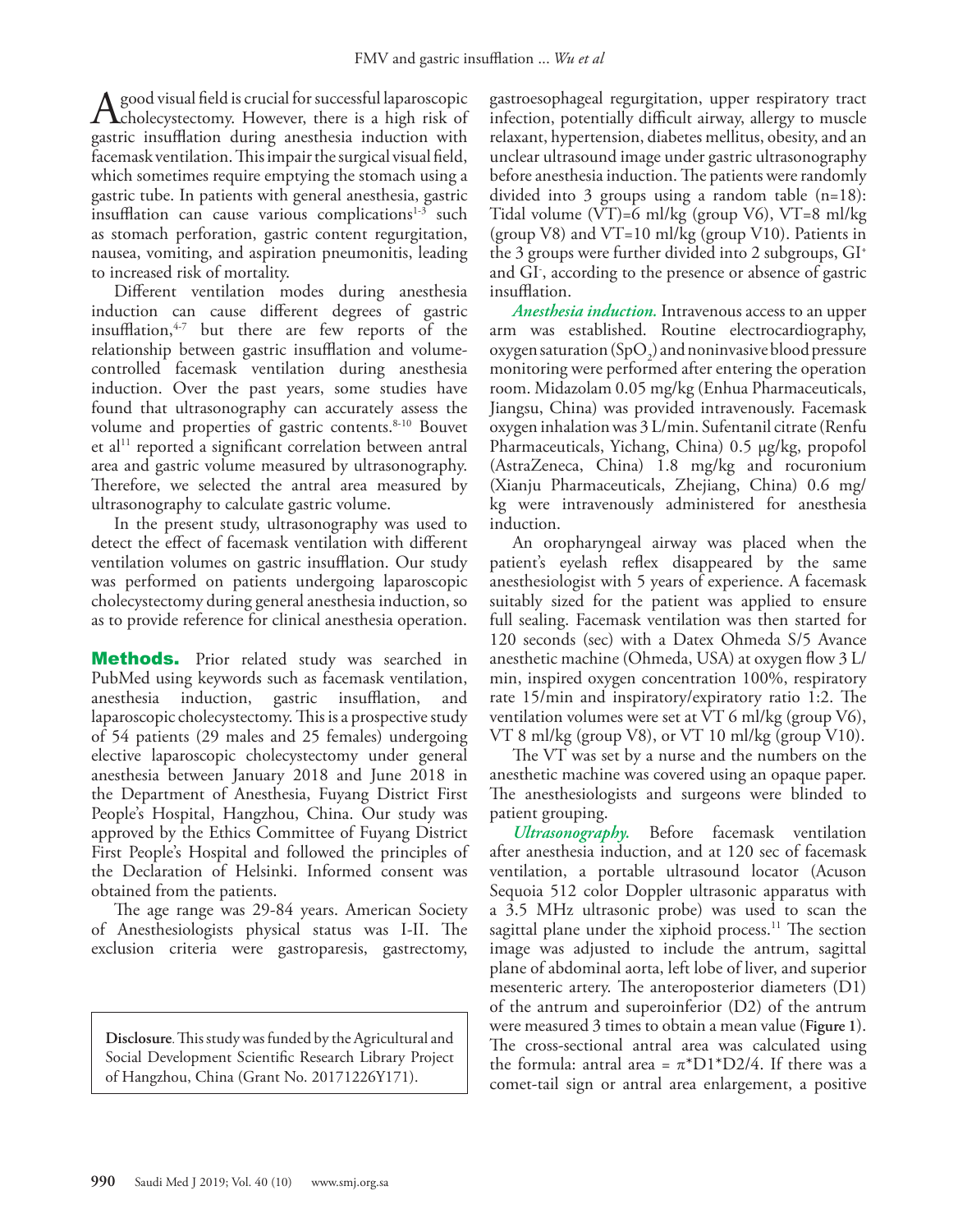A good visual field is crucial for successful laparoscopic cholecystectomy. However, there is a high risk of gastric insufflation during anesthesia induction with facemask ventilation. This impair the surgical visual field, which sometimes require emptying the stomach using a gastric tube. In patients with general anesthesia, gastric insufflation can cause various complications[1-3] such as stomach perforation, gastric content regurgitation, nausea, vomiting, and aspiration pneumonitis, leading to increased risk of mortality.

Different ventilation modes during anesthesia induction can cause different degrees of gastric insufflation,[4-7] but there are few reports of the relationship between gastric insufflation and volume-controlled facemask ventilation during anesthesia induction. Over the past years, some studies have found that ultrasonography can accurately assess the volume and properties of gastric contents.[8-10] Bouvet et al[11] reported a significant correlation between antral area and gastric volume measured by ultrasonography. Therefore, we selected the antral area measured by ultrasonography to calculate gastric volume.

In the present study, ultrasonography was used to detect the effect of facemask ventilation with different ventilation volumes on gastric insufflation. Our study was performed on patients undergoing laparoscopic cholecystectomy during general anesthesia induction, so as to provide reference for clinical anesthesia operation.

**Methods.** Prior related study was searched in PubMed using keywords such as facemask ventilation, anesthesia induction, gastric insufflation, and laparoscopic cholecystectomy. This is a prospective study of 54 patients (29 males and 25 females) undergoing elective laparoscopic cholecystectomy under general anesthesia between January 2018 and June 2018 in the Department of Anesthesia, Fuyang District First People's Hospital, Hangzhou, China. Our study was approved by the Ethics Committee of Fuyang District First People's Hospital and followed the principles of the Declaration of Helsinki. Informed consent was obtained from the patients.

The age range was 29-84 years. American Society of Anesthesiologists physical status was I-II. The exclusion criteria were gastroparesis, gastrectomy, gastroesophageal regurgitation, upper respiratory tract infection, potentially difficult airway, allergy to muscle relaxant, hypertension, diabetes mellitus, obesity, and an unclear ultrasound image under gastric ultrasonography before anesthesia induction. The patients were randomly divided into 3 groups using a random table (n=18): Tidal volume (VT)=6 ml/kg (group V6), VT=8 ml/kg (group V8) and VT=10 ml/kg (group V10). Patients in the 3 groups were further divided into 2 subgroups, $GI^+$ and $GI^-$, according to the presence or absence of gastric insufflation.

***Anesthesia induction.*** Intravenous access to an upper arm was established. Routine electrocardiography, oxygen saturation ($SpO_2$) and noninvasive blood pressure monitoring were performed after entering the operation room. Midazolam 0.05 mg/kg (Enhua Pharmaceuticals, Jiangsu, China) was provided intravenously. Facemask oxygen inhalation was 3 L/min. Sufentanil citrate (Renfu Pharmaceuticals, Yichang, China) 0.5 μg/kg, propofol (AstraZeneca, China) 1.8 mg/kg and rocuronium (Xianju Pharmaceuticals, Zhejiang, China) 0.6 mg/kg were intravenously administered for anesthesia induction.

An oropharyngeal airway was placed when the patient's eyelash reflex disappeared by the same anesthesiologist with 5 years of experience. A facemask suitably sized for the patient was applied to ensure full sealing. Facemask ventilation was then started for 120 seconds (sec) with a Datex Ohmeda S/5 Avance anesthetic machine (Ohmeda, USA) at oxygen flow 3 L/min, inspired oxygen concentration 100%, respiratory rate 15/min and inspiratory/expiratory ratio 1:2. The ventilation volumes were set at VT 6 ml/kg (group V6), VT 8 ml/kg (group V8), or VT 10 ml/kg (group V10).

The VT was set by a nurse and the numbers on the anesthetic machine was covered using an opaque paper. The anesthesiologists and surgeons were blinded to patient grouping.

***Ultrasonography.*** Before facemask ventilation after anesthesia induction, and at 120 sec of facemask ventilation, a portable ultrasound locator (Acuson Sequoia 512 color Doppler ultrasonic apparatus with a 3.5 MHz ultrasonic probe) was used to scan the sagittal plane under the xiphoid process.[11] The section image was adjusted to include the antrum, sagittal plane of abdominal aorta, left lobe of liver, and superior mesenteric artery. The anteroposterior diameters (D1) of the antrum and superoinferior (D2) of the antrum were measured 3 times to obtain a mean value (**Figure 1**). The cross-sectional antral area was calculated using the formula: antral area = $\pi$*D1*D2/4. If there was a comet-tail sign or antral area enlargement, a positive

**Disclosure**. This study was funded by the Agricultural and Social Development Scientific Research Library Project of Hangzhou, China (Grant No. 20171226Y171).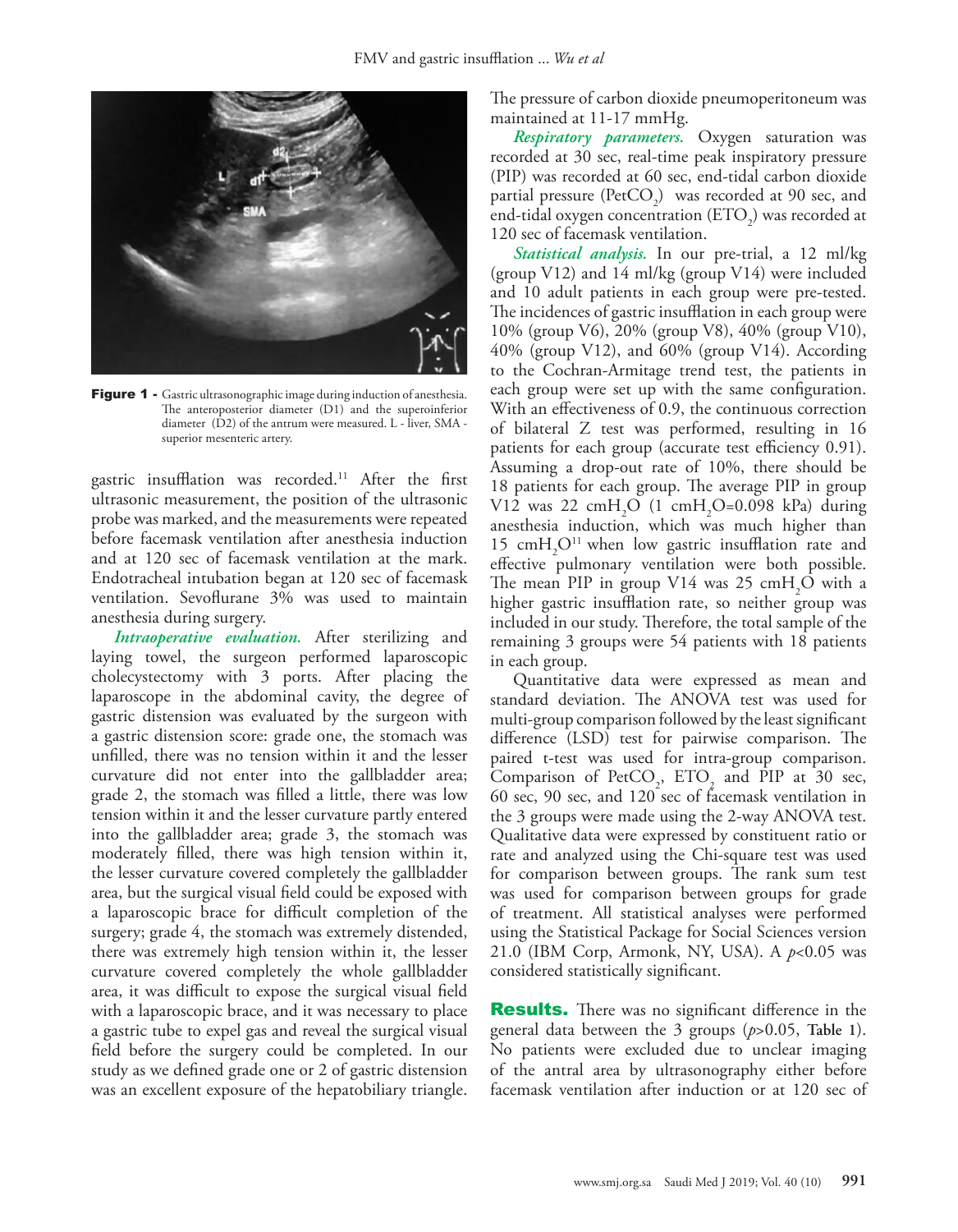Figure 1 - Gastric ultrasonographic image during induction of anesthesia. The anteroposterior diameter (D1) and the superoinferior diameter (D2) of the antrum were measured. L - liver, SMA - superior mesenteric artery.

gastric insufflation was recorded.[11] After the first ultrasonic measurement, the position of the ultrasonic probe was marked, and the measurements were repeated before facemask ventilation after anesthesia induction and at 120 sec of facemask ventilation at the mark. Endotracheal intubation began at 120 sec of facemask ventilation. Sevoflurane 3% was used to maintain anesthesia during surgery.

***Intraoperative evaluation.*** After sterilizing and laying towel, the surgeon performed laparoscopic cholecystectomy with 3 ports. After placing the laparoscope in the abdominal cavity, the degree of gastric distension was evaluated by the surgeon with a gastric distension score: grade one, the stomach was unfilled, there was no tension within it and the lesser curvature did not enter into the gallbladder area; grade 2, the stomach was filled a little, there was low tension within it and the lesser curvature partly entered into the gallbladder area; grade 3, the stomach was moderately filled, there was high tension within it, the lesser curvature covered completely the gallbladder area, but the surgical visual field could be exposed with a laparoscopic brace for difficult completion of the surgery; grade 4, the stomach was extremely distended, there was extremely high tension within it, the lesser curvature covered completely the whole gallbladder area, it was difficult to expose the surgical visual field with a laparoscopic brace, and it was necessary to place a gastric tube to expel gas and reveal the surgical visual field before the surgery could be completed. In our study as we defined grade one or 2 of gastric distension was an excellent exposure of the hepatobiliary triangle. The pressure of carbon dioxide pneumoperitoneum was maintained at 11-17 mmHg.

***Respiratory parameters.*** Oxygen saturation was recorded at 30 sec, real-time peak inspiratory pressure (PIP) was recorded at 60 sec, end-tidal carbon dioxide partial pressure ($PetCO_2$) was recorded at 90 sec, and end-tidal oxygen concentration ($ETO_2$) was recorded at 120 sec of facemask ventilation.

***Statistical analysis.*** In our pre-trial, a 12 ml/kg (group V12) and 14 ml/kg (group V14) were included and 10 adult patients in each group were pre-tested. The incidences of gastric insufflation in each group were 10% (group V6), 20% (group V8), 40% (group V10), 40% (group V12), and 60% (group V14). According to the Cochran-Armitage trend test, the patients in each group were set up with the same configuration. With an effectiveness of 0.9, the continuous correction of bilateral Z test was performed, resulting in 16 patients for each group (accurate test efficiency 0.91). Assuming a drop-out rate of 10%, there should be 18 patients for each group. The average PIP in group V12 was 22 $cmH_2O$ (1 $cmH_2O$=0.098 kPa) during anesthesia induction, which was much higher than 15 $cmH_2O$[11] when low gastric insufflation rate and effective pulmonary ventilation were both possible. The mean PIP in group V14 was 25 $cmH_2O$ with a higher gastric insufflation rate, so neither group was included in our study. Therefore, the total sample of the remaining 3 groups were 54 patients with 18 patients in each group.

Quantitative data were expressed as mean and standard deviation. The ANOVA test was used for multi-group comparison followed by the least significant difference (LSD) test for pairwise comparison. The paired t-test was used for intra-group comparison. Comparison of $PetCO_2$, $ETO_2$ and PIP at 30 sec, 60 sec, 90 sec, and 120 sec of facemask ventilation in the 3 groups were made using the 2-way ANOVA test. Qualitative data were expressed by constituent ratio or rate and analyzed using the Chi-square test was used for comparison between groups. The rank sum test was used for comparison between groups for grade of treatment. All statistical analyses were performed using the Statistical Package for Social Sciences version 21.0 (IBM Corp, Armonk, NY, USA). A $p<0.05$ was considered statistically significant.

**Results.** There was no significant difference in the general data between the 3 groups ($p>0.05$, **Table 1**). No patients were excluded due to unclear imaging of the antral area by ultrasonography either before facemask ventilation after induction or at 120 sec of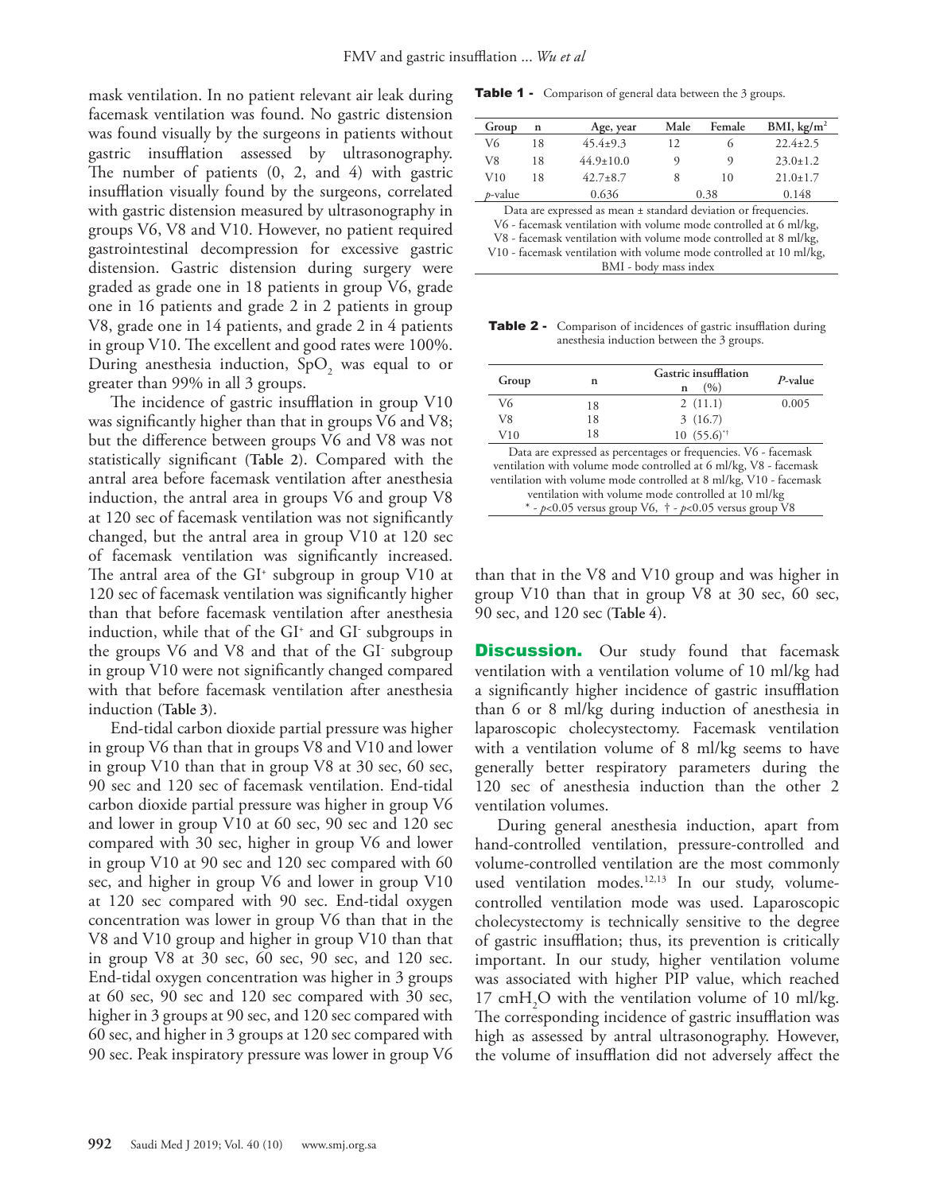mask ventilation. In no patient relevant air leak during facemask ventilation was found. No gastric distension was found visually by the surgeons in patients without gastric insufflation assessed by ultrasonography. The number of patients (0, 2, and 4) with gastric insufflation visually found by the surgeons, correlated with gastric distension measured by ultrasonography in groups V6, V8 and V10. However, no patient required gastrointestinal decompression for excessive gastric distension. Gastric distension during surgery were graded as grade one in 18 patients in group V6, grade one in 16 patients and grade 2 in 2 patients in group V8, grade one in 14 patients, and grade 2 in 4 patients in group V10. The excellent and good rates were 100%. During anesthesia induction, $SpO_2$ was equal to or greater than 99% in all 3 groups.

The incidence of gastric insufflation in group V10 was significantly higher than that in groups V6 and V8; but the difference between groups V6 and V8 was not statistically significant (**Table 2**). Compared with the antral area before facemask ventilation after anesthesia induction, the antral area in groups V6 and group V8 at 120 sec of facemask ventilation was not significantly changed, but the antral area in group V10 at 120 sec of facemask ventilation was significantly increased. The antral area of the $GI^+$ subgroup in group V10 at 120 sec of facemask ventilation was significantly higher than that before facemask ventilation after anesthesia induction, while that of the $GI^+$ and $GI^-$ subgroups in the groups V6 and V8 and that of the $GI^-$ subgroup in group V10 were not significantly changed compared with that before facemask ventilation after anesthesia induction (**Table 3**).

End-tidal carbon dioxide partial pressure was higher in group V6 than that in groups V8 and V10 and lower in group V10 than that in group V8 at 30 sec, 60 sec, 90 sec and 120 sec of facemask ventilation. End-tidal carbon dioxide partial pressure was higher in group V6 and lower in group V10 at 60 sec, 90 sec and 120 sec compared with 30 sec, higher in group V6 and lower in group V10 at 90 sec and 120 sec compared with 60 sec, and higher in group V6 and lower in group V10 at 120 sec compared with 90 sec. End-tidal oxygen concentration was lower in group V6 than that in the V8 and V10 group and higher in group V10 than that in group V8 at 30 sec, 60 sec, 90 sec, and 120 sec. End-tidal oxygen concentration was higher in 3 groups at 60 sec, 90 sec and 120 sec compared with 30 sec, higher in 3 groups at 90 sec, and 120 sec compared with 60 sec, and higher in 3 groups at 120 sec compared with 90 sec. Peak inspiratory pressure was lower in group V6 than that in the V8 and V10 group and was higher in group V10 than that in group V8 at 30 sec, 60 sec, 90 sec, and 120 sec (**Table 4**).

**Table 1 -** Comparison of general data between the 3 groups.

| Group | n | Age, year | Male | Female | BMI, kg/m$^2$ |
|---|---|---|---|---|---|
| V6 | 18 | 45.4±9.3 | 12 | 6 | 22.4±2.5 |
| V8 | 18 | 44.9±10.0 | 9 | 9 | 23.0±1.2 |
| V10 | 18 | 42.7±8.7 | 8 | 10 | 21.0±1.7 |
| *p*-value | | 0.636 | 0.38 | | 0.148 |

Data are expressed as mean ± standard deviation or frequencies. V6 - facemask ventilation with volume mode controlled at 6 ml/kg, V8 - facemask ventilation with volume mode controlled at 8 ml/kg, V10 - facemask ventilation with volume mode controlled at 10 ml/kg, BMI - body mass index

**Table 2 -** Comparison of incidences of gastric insufflation during anesthesia induction between the 3 groups.

| Group | n | Gastric insufflation n (%) | *P*-value |
|---|---|---|---|
| V6 | 18 | 2 (11.1) | 0.005 |
| V8 | 18 | 3 (16.7) | |
| V10 | 18 | 10 (55.6)*† | |

Data are expressed as percentages or frequencies. V6 - facemask ventilation with volume mode controlled at 6 ml/kg, V8 - facemask ventilation with volume mode controlled at 8 ml/kg, V10 - facemask ventilation with volume mode controlled at 10 ml/kg
* - $p<0.05$ versus group V6, † - $p<0.05$ versus group V8

## Discussion.

Our study found that facemask ventilation with a ventilation volume of 10 ml/kg had a significantly higher incidence of gastric insufflation than 6 or 8 ml/kg during induction of anesthesia in laparoscopic cholecystectomy. Facemask ventilation with a ventilation volume of 8 ml/kg seems to have generally better respiratory parameters during the 120 sec of anesthesia induction than the other 2 ventilation volumes.

During general anesthesia induction, apart from hand-controlled ventilation, pressure-controlled and volume-controlled ventilation are the most commonly used ventilation modes.[12,13] In our study, volume-controlled ventilation mode was used. Laparoscopic cholecystectomy is technically sensitive to the degree of gastric insufflation; thus, its prevention is critically important. In our study, higher ventilation volume was associated with higher PIP value, which reached 17 $cmH_2O$ with the ventilation volume of 10 ml/kg. The corresponding incidence of gastric insufflation was high as assessed by antral ultrasonography. However, the volume of insufflation did not adversely affect the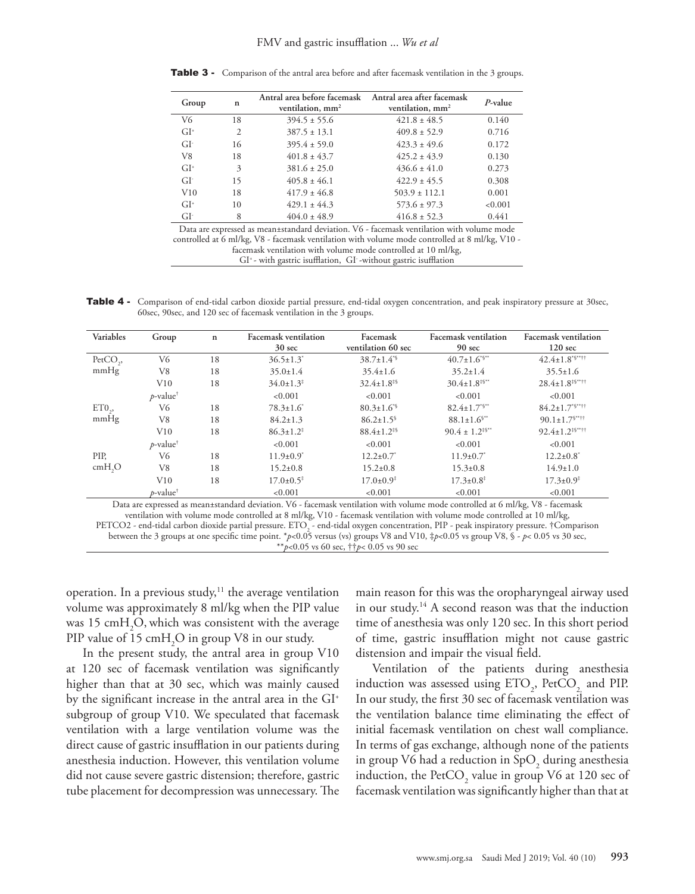**Table 3 -** Comparison of the antral area before and after facemask ventilation in the 3 groups.

| Group | n | Antral area before facemask ventilation, $mm^2$ | Antral area after facemask ventilation, $mm^2$ | *P*-value |
|---|---|---|---|---|
| V6 | 18 | 394.5 ± 55.6 | 421.8 ± 48.5 | 0.140 |
| $GI^+$ | 2 | 387.5 ± 13.1 | 409.8 ± 52.9 | 0.716 |
| $GI^-$ | 16 | 395.4 ± 59.0 | 423.3 ± 49.6 | 0.172 |
| V8 | 18 | 401.8 ± 43.7 | 425.2 ± 43.9 | 0.130 |
| $GI^+$ | 3 | 381.6 ± 25.0 | 436.6 ± 41.0 | 0.273 |
| $GI^-$ | 15 | 405.8 ± 46.1 | 422.9 ± 45.5 | 0.308 |
| V10 | 18 | 417.9 ± 46.8 | 503.9 ± 112.1 | 0.001 |
| $GI^+$ | 10 | 429.1 ± 44.3 | 573.6 ± 97.3 | <0.001 |
| $GI^-$ | 8 | 404.0 ± 48.9 | 416.8 ± 52.3 | 0.441 |

Data are expressed as mean±standard deviation. V6 - facemask ventilation with volume mode controlled at 6 ml/kg, V8 - facemask ventilation with volume mode controlled at 8 ml/kg, V10 - facemask ventilation with volume mode controlled at 10 ml/kg, $GI^+$ - with gastric isufflation, $GI^-$ -without gastric isufflation

**Table 4 -** Comparison of end-tidal carbon dioxide partial pressure, end-tidal oxygen concentration, and peak inspiratory pressure at 30sec, 60sec, 90sec, and 120 sec of facemask ventilation in the 3 groups.

| Variables | Group | n | Facemask ventilation 30 sec | Facemask ventilation 60 sec | Facemask ventilation 90 sec | Facemask ventilation 120 sec |
|---|---|---|---|---|---|---|
| $PetCO_2$, mmHg | V6 | 18 | 36.5±1.3* | 38.7±1.4*§ | 40.7±1.6*§** | 42.4±1.8*§**†† |
| | V8 | 18 | 35.0±1.4 | 35.4±1.6 | 35.2±1.4 | 35.5±1.6 |
| | V10 | 18 | 34.0±1.3‡ | 32.4±1.8‡§ | 30.4±1.8‡§** | 28.4±1.8‡§**†† |
| | *p*-value† | | <0.001 | <0.001 | <0.001 | <0.001 |
| $ET0_2$, mmHg | V6 | 18 | 78.3±1.6* | 80.3±1.6*§ | 82.4±1.7*§** | 84.2±1.7*§**†† |
| | V8 | 18 | 84.2±1.3 | 86.2±1.5§ | 88.1±1.6§** | 90.1±1.7§**†† |
| | V10 | 18 | 86.3±1.2‡ | 88.4±1.2‡§ | 90.4 ± 1.2‡§** | 92.4±1.2‡§**†† |
| | *p*-value† | | <0.001 | <0.001 | <0.001 | <0.001 |
| PIP, $cmH_2O$ | V6 | 18 | 11.9±0.9* | 12.2±0.7* | 11.9±0.7* | 12.2±0.8* |
| | V8 | 18 | 15.2±0.8 | 15.2±0.8 | 15.3±0.8 | 14.9±1.0 |
| | V10 | 18 | 17.0±0.5‡ | 17.0±0.9‡ | 17.3±0.8‡ | 17.3±0.9‡ |
| | *p*-value† | | <0.001 | <0.001 | <0.001 | <0.001 |

Data are expressed as mean±standard deviation. V6 - facemask ventilation with volume mode controlled at 6 ml/kg, V8 - facemask ventilation with volume mode controlled at 8 ml/kg, V10 - facemask ventilation with volume mode controlled at 10 ml/kg, PETCO2 - end-tidal carbon dioxide partial pressure. $ETO_2$ - end-tidal oxygen concentration, PIP - peak inspiratory pressure. †Comparison between the 3 groups at one specific time point. *$p<0.05$ versus (vs) groups V8 and V10, ‡$p<0.05$ vs group V8, § - $p<0.05$ vs 30 sec, **$p<0.05$ vs 60 sec, ††$p<0.05$ vs 90 sec

operation. In a previous study,[11] the average ventilation volume was approximately 8 ml/kg when the PIP value was 15 $cmH_2O$, which was consistent with the average PIP value of 15 $cmH_2O$ in group V8 in our study.

In the present study, the antral area in group V10 at 120 sec of facemask ventilation was significantly higher than that at 30 sec, which was mainly caused by the significant increase in the antral area in the $GI^+$ subgroup of group V10. We speculated that facemask ventilation with a large ventilation volume was the direct cause of gastric insufflation in our patients during anesthesia induction. However, this ventilation volume did not cause severe gastric distension; therefore, gastric tube placement for decompression was unnecessary. The main reason for this was the oropharyngeal airway used in our study.[14] A second reason was that the induction time of anesthesia was only 120 sec. In this short period of time, gastric insufflation might not cause gastric distension and impair the visual field.

Ventilation of the patients during anesthesia induction was assessed using $ETO_2$, $PetCO_2$ and PIP. In our study, the first 30 sec of facemask ventilation was the ventilation balance time eliminating the effect of initial facemask ventilation on chest wall compliance. In terms of gas exchange, although none of the patients in group V6 had a reduction in $SpO_2$ during anesthesia induction, the $PetCO_2$ value in group V6 at 120 sec of facemask ventilation was significantly higher than that at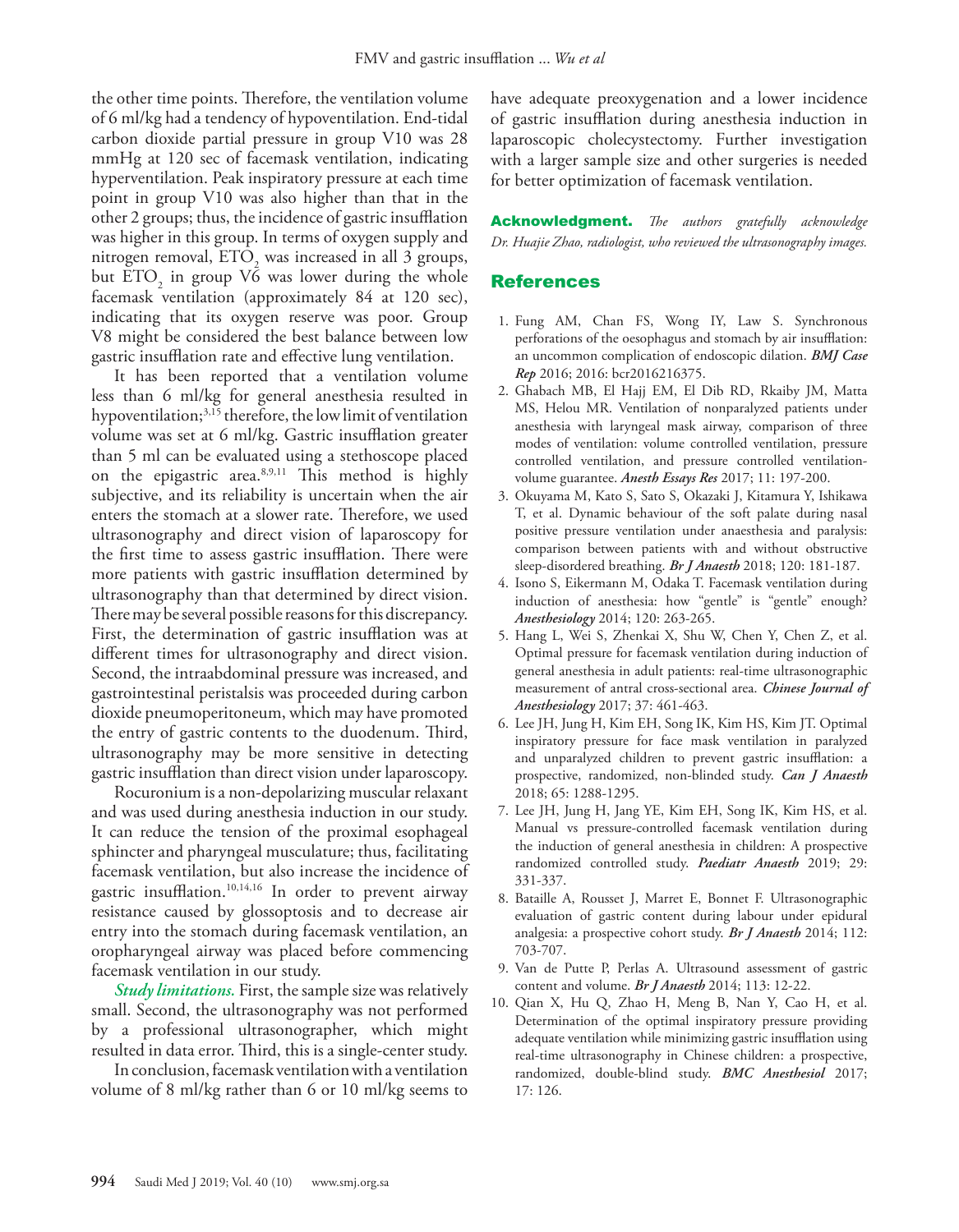the other time points. Therefore, the ventilation volume of 6 ml/kg had a tendency of hypoventilation. End-tidal carbon dioxide partial pressure in group V10 was 28 mmHg at 120 sec of facemask ventilation, indicating hyperventilation. Peak inspiratory pressure at each time point in group V10 was also higher than that in the other 2 groups; thus, the incidence of gastric insufflation was higher in this group. In terms of oxygen supply and nitrogen removal, $ETO_2$ was increased in all 3 groups, but $ETO_2$ in group V6 was lower during the whole facemask ventilation (approximately 84 at 120 sec), indicating that its oxygen reserve was poor. Group V8 might be considered the best balance between low gastric insufflation rate and effective lung ventilation.

It has been reported that a ventilation volume less than 6 ml/kg for general anesthesia resulted in hypoventilation;[3,15] therefore, the low limit of ventilation volume was set at 6 ml/kg. Gastric insufflation greater than 5 ml can be evaluated using a stethoscope placed on the epigastric area.[8,9,11] This method is highly subjective, and its reliability is uncertain when the air enters the stomach at a slower rate. Therefore, we used ultrasonography and direct vision of laparoscopy for the first time to assess gastric insufflation. There were more patients with gastric insufflation determined by ultrasonography than that determined by direct vision. There may be several possible reasons for this discrepancy. First, the determination of gastric insufflation was at different times for ultrasonography and direct vision. Second, the intraabdominal pressure was increased, and gastrointestinal peristalsis was proceeded during carbon dioxide pneumoperitoneum, which may have promoted the entry of gastric contents to the duodenum. Third, ultrasonography may be more sensitive in detecting gastric insufflation than direct vision under laparoscopy.

Rocuronium is a non-depolarizing muscular relaxant and was used during anesthesia induction in our study. It can reduce the tension of the proximal esophageal sphincter and pharyngeal musculature; thus, facilitating facemask ventilation, but also increase the incidence of gastric insufflation.[10,14,16] In order to prevent airway resistance caused by glossoptosis and to decrease air entry into the stomach during facemask ventilation, an oropharyngeal airway was placed before commencing facemask ventilation in our study.

***Study limitations.*** First, the sample size was relatively small. Second, the ultrasonography was not performed by a professional ultrasonographer, which might resulted in data error. Third, this is a single-center study.

In conclusion, facemask ventilation with a ventilation volume of 8 ml/kg rather than 6 or 10 ml/kg seems to have adequate preoxygenation and a lower incidence of gastric insufflation during anesthesia induction in laparoscopic cholecystectomy. Further investigation with a larger sample size and other surgeries is needed for better optimization of facemask ventilation.

**Acknowledgment.** *The authors gratefully acknowledge Dr. Huajie Zhao, radiologist, who reviewed the ultrasonography images.*

## References

1. Fung AM, Chan FS, Wong IY, Law S. Synchronous perforations of the oesophagus and stomach by air insufflation: an uncommon complication of endoscopic dilation. ***BMJ Case Rep*** 2016; 2016: bcr2016216375.
2. Ghabach MB, El Hajj EM, El Dib RD, Rkaiby JM, Matta MS, Helou MR. Ventilation of nonparalyzed patients under anesthesia with laryngeal mask airway, comparison of three modes of ventilation: volume controlled ventilation, pressure controlled ventilation, and pressure controlled ventilation-volume guarantee. ***Anesth Essays Res*** 2017; 11: 197-200.
3. Okuyama M, Kato S, Sato S, Okazaki J, Kitamura Y, Ishikawa T, et al. Dynamic behaviour of the soft palate during nasal positive pressure ventilation under anaesthesia and paralysis: comparison between patients with and without obstructive sleep-disordered breathing. ***Br J Anaesth*** 2018; 120: 181-187.
4. Isono S, Eikermann M, Odaka T. Facemask ventilation during induction of anesthesia: how "gentle" is "gentle" enough? ***Anesthesiology*** 2014; 120: 263-265.
5. Hang L, Wei S, Zhenkai X, Shu W, Chen Y, Chen Z, et al. Optimal pressure for facemask ventilation during induction of general anesthesia in adult patients: real-time ultrasonographic measurement of antral cross-sectional area. ***Chinese Journal of Anesthesiology*** 2017; 37: 461-463.
6. Lee JH, Jung H, Kim EH, Song IK, Kim HS, Kim JT. Optimal inspiratory pressure for face mask ventilation in paralyzed and unparalyzed children to prevent gastric insufflation: a prospective, randomized, non-blinded study. ***Can J Anaesth*** 2018; 65: 1288-1295.
7. Lee JH, Jung H, Jang YE, Kim EH, Song IK, Kim HS, et al. Manual vs pressure-controlled facemask ventilation during the induction of general anesthesia in children: A prospective randomized controlled study. ***Paediatr Anaesth*** 2019; 29: 331-337.
8. Bataille A, Rousset J, Marret E, Bonnet F. Ultrasonographic evaluation of gastric content during labour under epidural analgesia: a prospective cohort study. ***Br J Anaesth*** 2014; 112: 703-707.
9. Van de Putte P, Perlas A. Ultrasound assessment of gastric content and volume. ***Br J Anaesth*** 2014; 113: 12-22.
10. Qian X, Hu Q, Zhao H, Meng B, Nan Y, Cao H, et al. Determination of the optimal inspiratory pressure providing adequate ventilation while minimizing gastric insufflation using real-time ultrasonography in Chinese children: a prospective, randomized, double-blind study. ***BMC Anesthesiol*** 2017; 17: 126.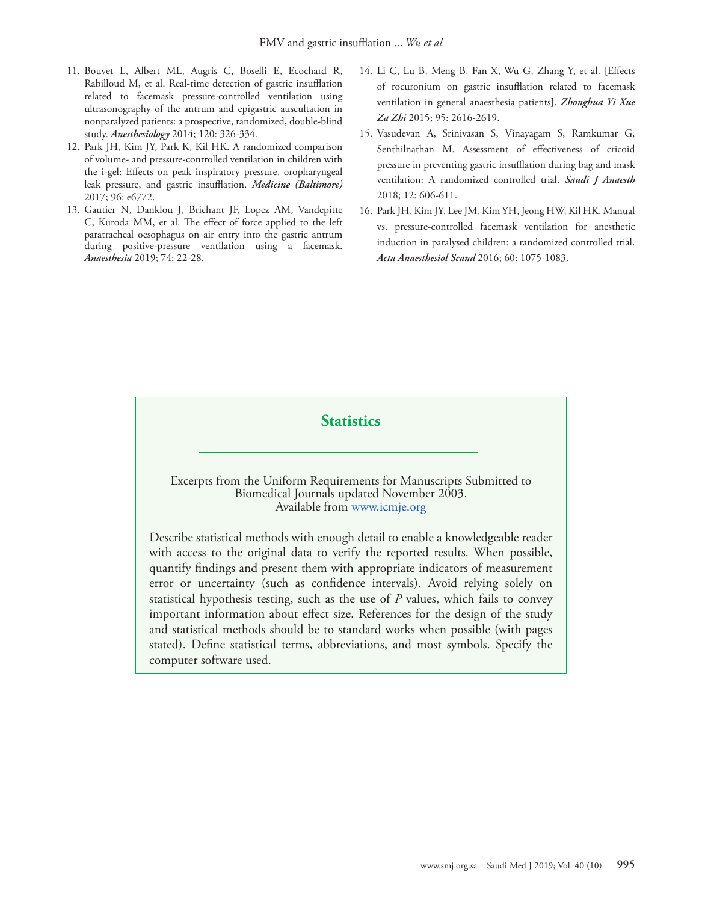11. Bouvet L, Albert ML, Augris C, Boselli E, Ecochard R, Rabilloud M, et al. Real-time detection of gastric insufflation related to facemask pressure-controlled ventilation using ultrasonography of the antrum and epigastric auscultation in nonparalyzed patients: a prospective, randomized, double-blind study. ***Anesthesiology*** 2014; 120: 326-334.
12. Park JH, Kim JY, Park K, Kil HK. A randomized comparison of volume- and pressure-controlled ventilation in children with the i-gel: Effects on peak inspiratory pressure, oropharyngeal leak pressure, and gastric insufflation. ***Medicine (Baltimore)*** 2017; 96: e6772.
13. Gautier N, Danklou J, Brichant JF, Lopez AM, Vandepitte C, Kuroda MM, et al. The effect of force applied to the left paratracheal oesophagus on air entry into the gastric antrum during positive-pressure ventilation using a facemask. ***Anaesthesia*** 2019; 74: 22-28.
14. Li C, Lu B, Meng B, Fan X, Wu G, Zhang Y, et al. [Effects of rocuronium on gastric insufflation related to facemask ventilation in general anaesthesia patients]. ***Zhonghua Yi Xue Za Zhi*** 2015; 95: 2616-2619.
15. Vasudevan A, Srinivasan S, Vinayagam S, Ramkumar G, Senthilnathan M. Assessment of effectiveness of cricoid pressure in preventing gastric insufflation during bag and mask ventilation: A randomized controlled trial. ***Saudi J Anaesth*** 2018; 12: 606-611.
16. Park JH, Kim JY, Lee JM, Kim YH, Jeong HW, Kil HK. Manual vs. pressure-controlled facemask ventilation for anesthetic induction in paralysed children: a randomized controlled trial. ***Acta Anaesthesiol Scand*** 2016; 60: 1075-1083.

## Statistics

Excerpts from the Uniform Requirements for Manuscripts Submitted to Biomedical Journals updated November 2003.
Available from www.icmje.org

Describe statistical methods with enough detail to enable a knowledgeable reader with access to the original data to verify the reported results. When possible, quantify findings and present them with appropriate indicators of measurement error or uncertainty (such as confidence intervals). Avoid relying solely on statistical hypothesis testing, such as the use of *P* values, which fails to convey important information about effect size. References for the design of the study and statistical methods should be to standard works when possible (with pages stated). Define statistical terms, abbreviations, and most symbols. Specify the computer software used.